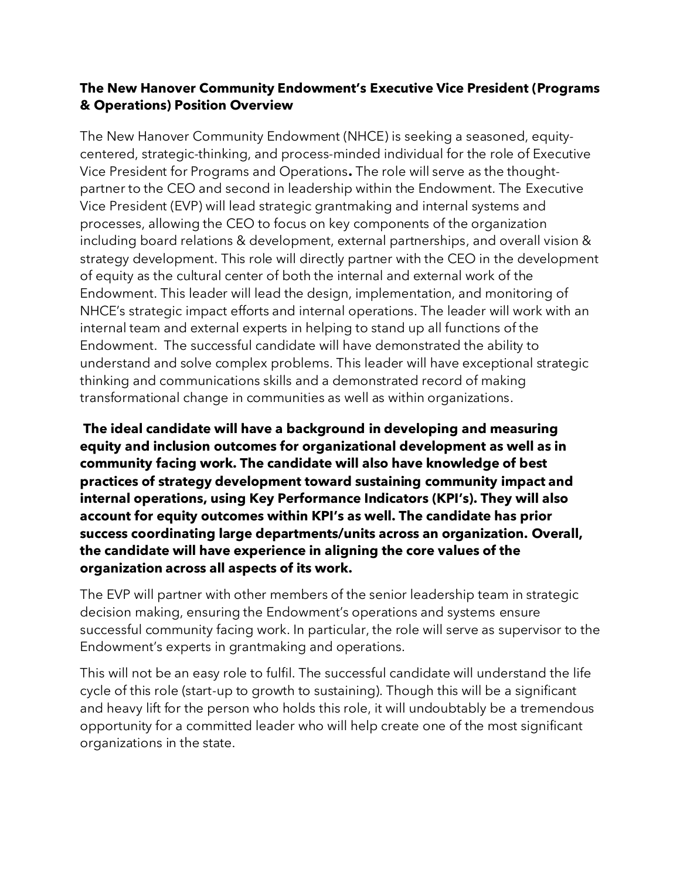**The New Hanover Community Endowment's Executive Vice President (Programs & Operations) Position Overview**

The New Hanover Community Endowment (NHCE) is seeking a seasoned, equity-centered, strategic-thinking, and process-minded individual for the role of Executive Vice President for Programs and Operations**.** The role will serve as the thought-partner to the CEO and second in leadership within the Endowment. The Executive Vice President (EVP) will lead strategic grantmaking and internal systems and processes, allowing the CEO to focus on key components of the organization including board relations & development, external partnerships, and overall vision & strategy development. This role will directly partner with the CEO in the development of equity as the cultural center of both the internal and external work of the Endowment. This leader will lead the design, implementation, and monitoring of NHCE's strategic impact efforts and internal operations. The leader will work with an internal team and external experts in helping to stand up all functions of the Endowment. The successful candidate will have demonstrated the ability to understand and solve complex problems. This leader will have exceptional strategic thinking and communications skills and a demonstrated record of making transformational change in communities as well as within organizations.

**The ideal candidate will have a background in developing and measuring equity and inclusion outcomes for organizational development as well as in community facing work. The candidate will also have knowledge of best practices of strategy development toward sustaining community impact and internal operations, using Key Performance Indicators (KPI's). They will also account for equity outcomes within KPI's as well. The candidate has prior success coordinating large departments/units across an organization. Overall, the candidate will have experience in aligning the core values of the organization across all aspects of its work.**

The EVP will partner with other members of the senior leadership team in strategic decision making, ensuring the Endowment's operations and systems ensure successful community facing work. In particular, the role will serve as supervisor to the Endowment's experts in grantmaking and operations.

This will not be an easy role to fulfil. The successful candidate will understand the life cycle of this role (start-up to growth to sustaining). Though this will be a significant and heavy lift for the person who holds this role, it will undoubtably be a tremendous opportunity for a committed leader who will help create one of the most significant organizations in the state.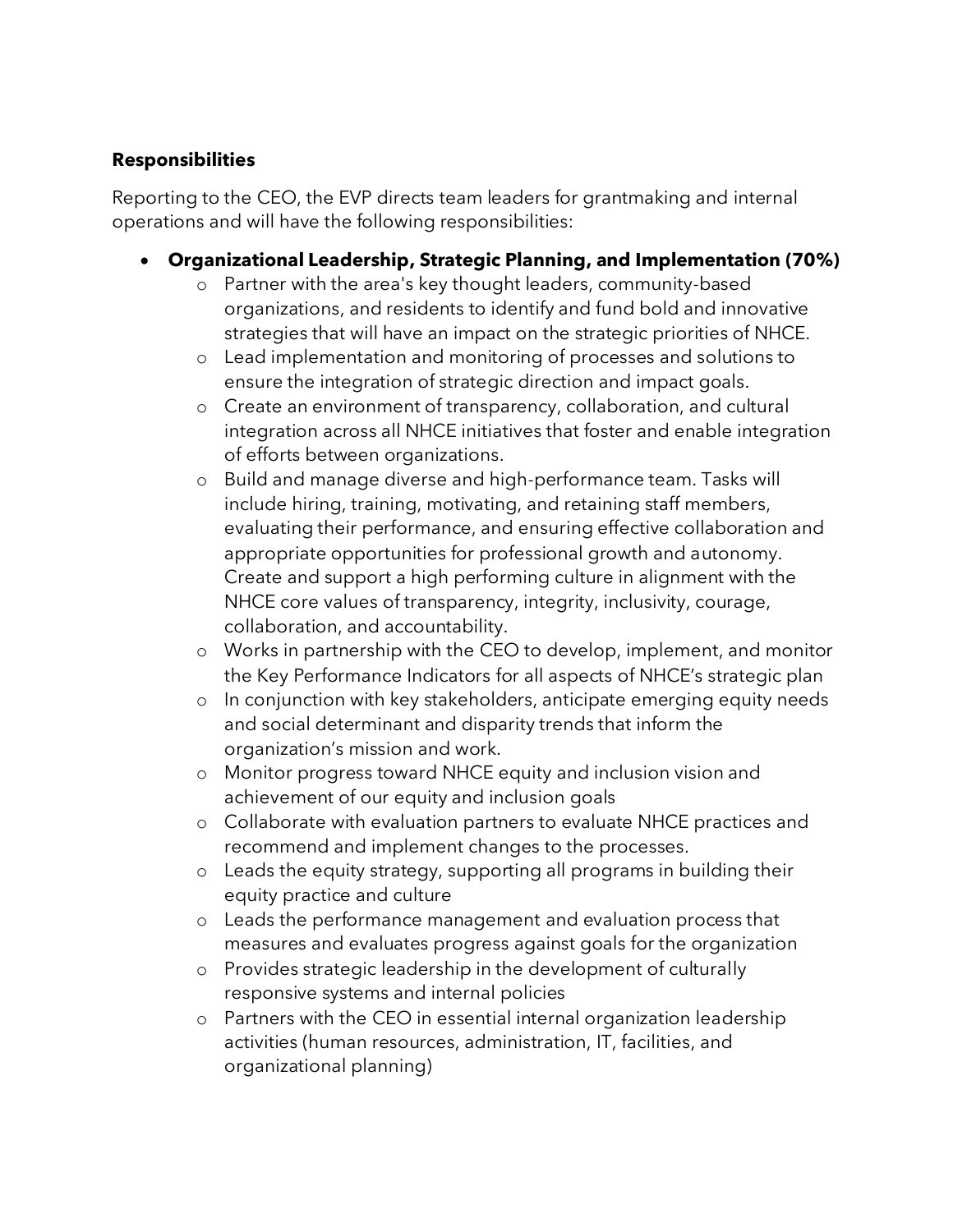**Responsibilities**

Reporting to the CEO, the EVP directs team leaders for grantmaking and internal operations and will have the following responsibilities:

- **Organizational Leadership, Strategic Planning, and Implementation (70%)**
  - Partner with the area's key thought leaders, community-based organizations, and residents to identify and fund bold and innovative strategies that will have an impact on the strategic priorities of NHCE.
  - Lead implementation and monitoring of processes and solutions to ensure the integration of strategic direction and impact goals.
  - Create an environment of transparency, collaboration, and cultural integration across all NHCE initiatives that foster and enable integration of efforts between organizations.
  - Build and manage diverse and high-performance team. Tasks will include hiring, training, motivating, and retaining staff members, evaluating their performance, and ensuring effective collaboration and appropriate opportunities for professional growth and autonomy. Create and support a high performing culture in alignment with the NHCE core values of transparency, integrity, inclusivity, courage, collaboration, and accountability.
  - Works in partnership with the CEO to develop, implement, and monitor the Key Performance Indicators for all aspects of NHCE's strategic plan
  - In conjunction with key stakeholders, anticipate emerging equity needs and social determinant and disparity trends that inform the organization's mission and work.
  - Monitor progress toward NHCE equity and inclusion vision and achievement of our equity and inclusion goals
  - Collaborate with evaluation partners to evaluate NHCE practices and recommend and implement changes to the processes.
  - Leads the equity strategy, supporting all programs in building their equity practice and culture
  - Leads the performance management and evaluation process that measures and evaluates progress against goals for the organization
  - Provides strategic leadership in the development of culturally responsive systems and internal policies
  - Partners with the CEO in essential internal organization leadership activities (human resources, administration, IT, facilities, and organizational planning)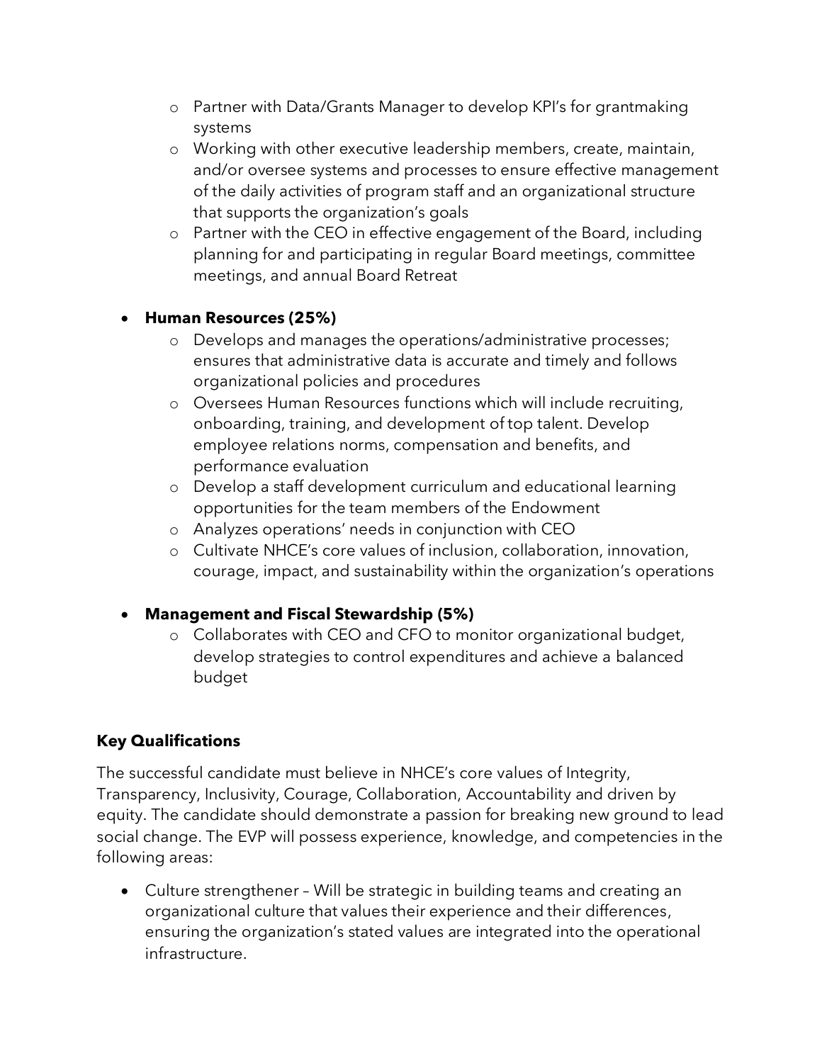- Partner with Data/Grants Manager to develop KPI's for grantmaking systems
- Working with other executive leadership members, create, maintain, and/or oversee systems and processes to ensure effective management of the daily activities of program staff and an organizational structure that supports the organization's goals
- Partner with the CEO in effective engagement of the Board, including planning for and participating in regular Board meetings, committee meetings, and annual Board Retreat

- **Human Resources (25%)**
  - Develops and manages the operations/administrative processes; ensures that administrative data is accurate and timely and follows organizational policies and procedures
  - Oversees Human Resources functions which will include recruiting, onboarding, training, and development of top talent. Develop employee relations norms, compensation and benefits, and performance evaluation
  - Develop a staff development curriculum and educational learning opportunities for the team members of the Endowment
  - Analyzes operations' needs in conjunction with CEO
  - Cultivate NHCE's core values of inclusion, collaboration, innovation, courage, impact, and sustainability within the organization's operations

- **Management and Fiscal Stewardship (5%)**
  - Collaborates with CEO and CFO to monitor organizational budget, develop strategies to control expenditures and achieve a balanced budget

## Key Qualifications

The successful candidate must believe in NHCE's core values of Integrity, Transparency, Inclusivity, Courage, Collaboration, Accountability and driven by equity. The candidate should demonstrate a passion for breaking new ground to lead social change. The EVP will possess experience, knowledge, and competencies in the following areas:

- Culture strengthener – Will be strategic in building teams and creating an organizational culture that values their experience and their differences, ensuring the organization's stated values are integrated into the operational infrastructure.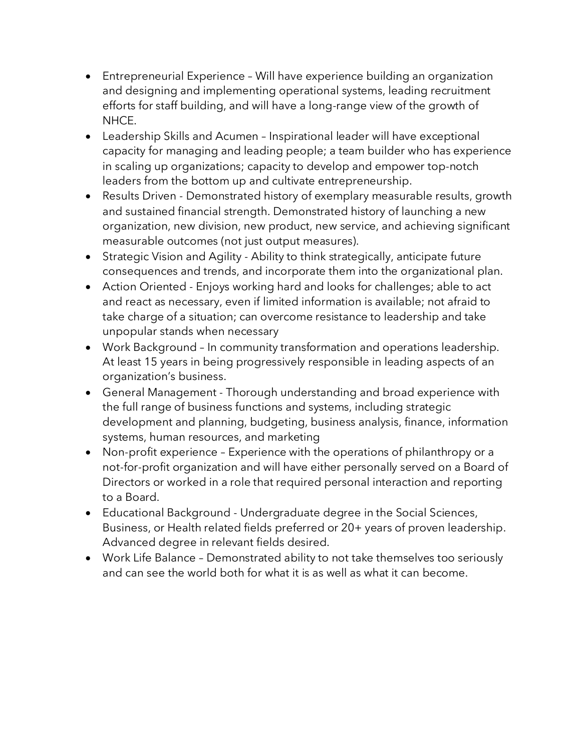- Entrepreneurial Experience – Will have experience building an organization and designing and implementing operational systems, leading recruitment efforts for staff building, and will have a long-range view of the growth of NHCE.
- Leadership Skills and Acumen – Inspirational leader will have exceptional capacity for managing and leading people; a team builder who has experience in scaling up organizations; capacity to develop and empower top-notch leaders from the bottom up and cultivate entrepreneurship.
- Results Driven - Demonstrated history of exemplary measurable results, growth and sustained financial strength. Demonstrated history of launching a new organization, new division, new product, new service, and achieving significant measurable outcomes (not just output measures).
- Strategic Vision and Agility - Ability to think strategically, anticipate future consequences and trends, and incorporate them into the organizational plan.
- Action Oriented - Enjoys working hard and looks for challenges; able to act and react as necessary, even if limited information is available; not afraid to take charge of a situation; can overcome resistance to leadership and take unpopular stands when necessary
- Work Background – In community transformation and operations leadership. At least 15 years in being progressively responsible in leading aspects of an organization's business.
- General Management - Thorough understanding and broad experience with the full range of business functions and systems, including strategic development and planning, budgeting, business analysis, finance, information systems, human resources, and marketing
- Non-profit experience – Experience with the operations of philanthropy or a not-for-profit organization and will have either personally served on a Board of Directors or worked in a role that required personal interaction and reporting to a Board.
- Educational Background - Undergraduate degree in the Social Sciences, Business, or Health related fields preferred or 20+ years of proven leadership. Advanced degree in relevant fields desired.
- Work Life Balance – Demonstrated ability to not take themselves too seriously and can see the world both for what it is as well as what it can become.